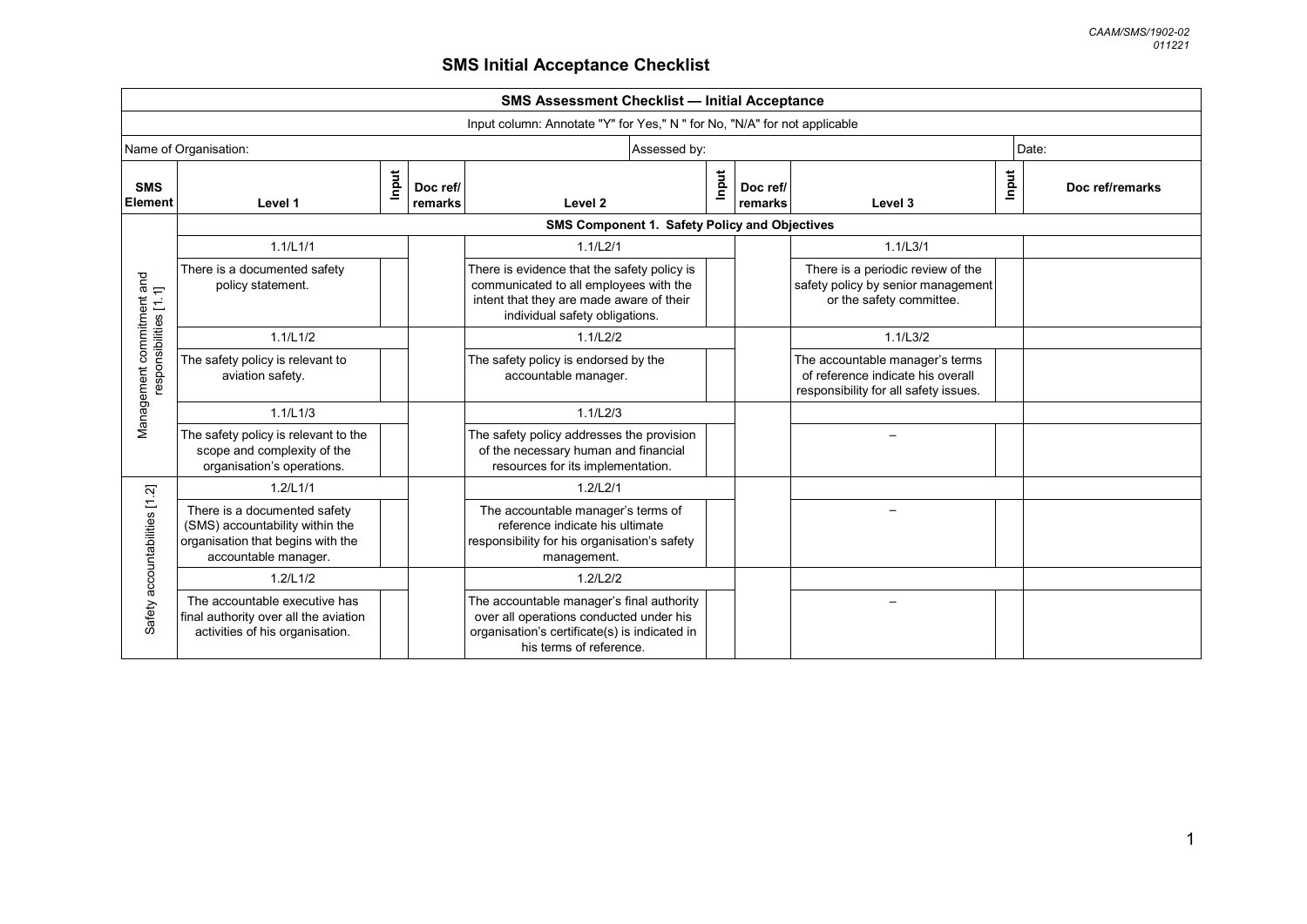CAAM/SMS/1902-02
011221

# SMS Initial Acceptance Checklist

| SMS Assessment Checklist — Initial Acceptance | | | | | | | | | |
|---|---|---|---|---|---|---|---|---|---|
| Input column: Annotate "Y" for Yes," N " for No, "N/A" for not applicable | | | | | | | | | |
| Name of Organisation: | | | | Assessed by: | | | | Date: | |
| **SMS Element** | **Level 1** | **Input** | **Doc ref/ remarks** | **Level 2** | **Input** | **Doc ref/ remarks** | **Level 3** | **Input** | **Doc ref/remarks** |
| | **SMS Component 1. Safety Policy and Objectives** | | | | | | | | |
| Management commitment and responsibilities [1.1] | 1.1/L1/1 | | | 1.1/L2/1 | | | 1.1/L3/1 | | |
| | There is a documented safety policy statement. | | | There is evidence that the safety policy is communicated to all employees with the intent that they are made aware of their individual safety obligations. | | | There is a periodic review of the safety policy by senior management or the safety committee. | | |
| | 1.1/L1/2 | | | 1.1/L2/2 | | | 1.1/L3/2 | | |
| | The safety policy is relevant to aviation safety. | | | The safety policy is endorsed by the accountable manager. | | | The accountable manager's terms of reference indicate his overall responsibility for all safety issues. | | |
| | 1.1/L1/3 | | | 1.1/L2/3 | | | | | |
| | The safety policy is relevant to the scope and complexity of the organisation's operations. | | | The safety policy addresses the provision of the necessary human and financial resources for its implementation. | | | – | | |
| Safety accountabilities [1.2] | 1.2/L1/1 | | | 1.2/L2/1 | | | | | |
| | There is a documented safety (SMS) accountability within the organisation that begins with the accountable manager. | | | The accountable manager's terms of reference indicate his ultimate responsibility for his organisation's safety management. | | | – | | |
| | 1.2/L1/2 | | | 1.2/L2/2 | | | | | |
| | The accountable executive has final authority over all the aviation activities of his organisation. | | | The accountable manager's final authority over all operations conducted under his organisation's certificate(s) is indicated in his terms of reference. | | | – | | |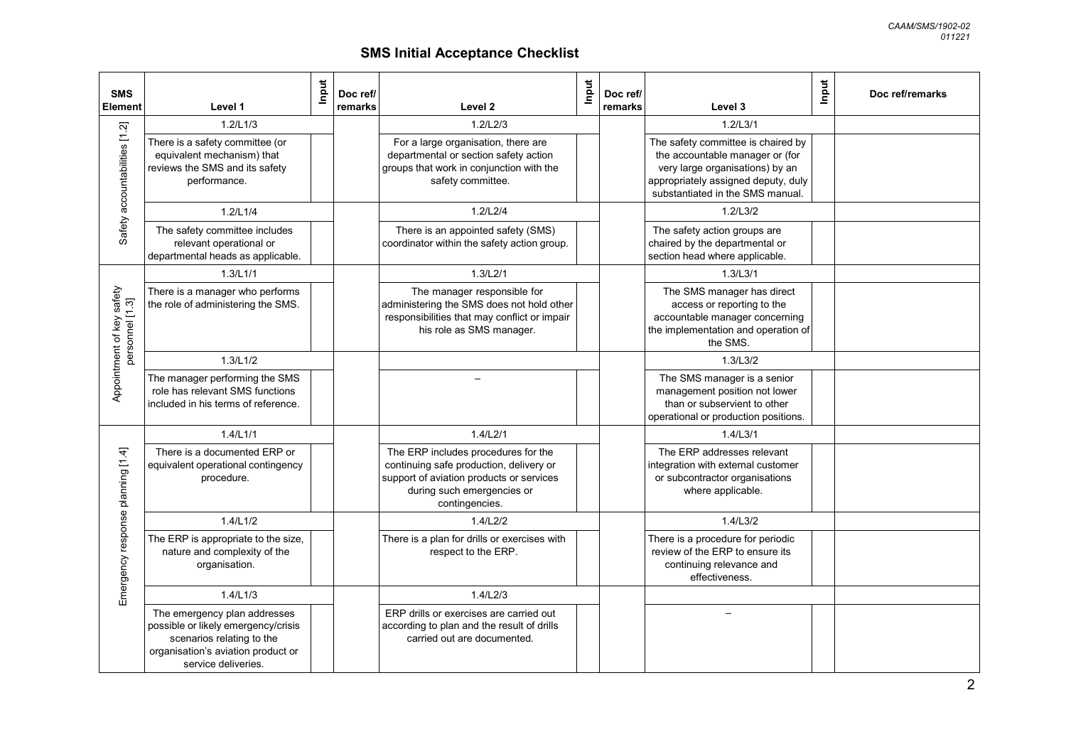## SMS Initial Acceptance Checklist

| SMS Element | Level 1 | Input | Doc ref/ remarks | Level 2 | Input | Doc ref/ remarks | Level 3 | Input | Doc ref/remarks |
|---|---|---|---|---|---|---|---|---|---|
| Safety accountabilities [1.2] | 1.2/L1/3 | | | 1.2/L2/3 | | | 1.2/L3/1 | | |
| | There is a safety committee (or equivalent mechanism) that reviews the SMS and its safety performance. | | | For a large organisation, there are departmental or section safety action groups that work in conjunction with the safety committee. | | | The safety committee is chaired by the accountable manager or (for very large organisations) by an appropriately assigned deputy, duly substantiated in the SMS manual. | | |
| | 1.2/L1/4 | | | 1.2/L2/4 | | | 1.2/L3/2 | | |
| | The safety committee includes relevant operational or departmental heads as applicable. | | | There is an appointed safety (SMS) coordinator within the safety action group. | | | The safety action groups are chaired by the departmental or section head where applicable. | | |
| Appointment of key safety personnel [1.3] | 1.3/L1/1 | | | 1.3/L2/1 | | | 1.3/L3/1 | | |
| | There is a manager who performs the role of administering the SMS. | | | The manager responsible for administering the SMS does not hold other responsibilities that may conflict or impair his role as SMS manager. | | | The SMS manager has direct access or reporting to the accountable manager concerning the implementation and operation of the SMS. | | |
| | 1.3/L1/2 | | | | | | 1.3/L3/2 | | |
| | The manager performing the SMS role has relevant SMS functions included in his terms of reference. | | | – | | | The SMS manager is a senior management position not lower than or subservient to other operational or production positions. | | |
| Emergency response planning [1.4] | 1.4/L1/1 | | | 1.4/L2/1 | | | 1.4/L3/1 | | |
| | There is a documented ERP or equivalent operational contingency procedure. | | | The ERP includes procedures for the continuing safe production, delivery or support of aviation products or services during such emergencies or contingencies. | | | The ERP addresses relevant integration with external customer or subcontractor organisations where applicable. | | |
| | 1.4/L1/2 | | | 1.4/L2/2 | | | 1.4/L3/2 | | |
| | The ERP is appropriate to the size, nature and complexity of the organisation. | | | There is a plan for drills or exercises with respect to the ERP. | | | There is a procedure for periodic review of the ERP to ensure its continuing relevance and effectiveness. | | |
| | 1.4/L1/3 | | | 1.4/L2/3 | | | | | |
| | The emergency plan addresses possible or likely emergency/crisis scenarios relating to the organisation's aviation product or service deliveries. | | | ERP drills or exercises are carried out according to plan and the result of drills carried out are documented. | | | – | | |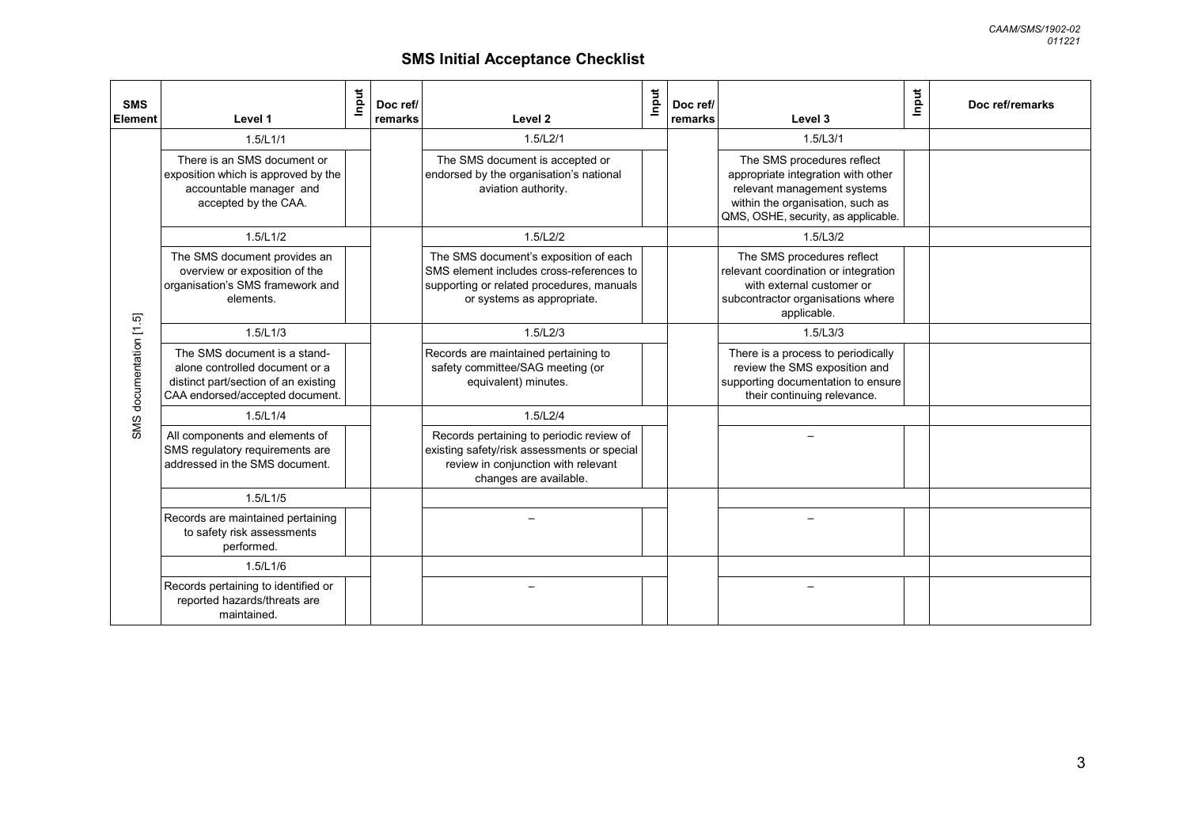## SMS Initial Acceptance Checklist

| SMS Element | Level 1 | Input | Doc ref/ remarks | Level 2 | Input | Doc ref/ remarks | Level 3 | Input | Doc ref/remarks |
|---|---|---|---|---|---|---|---|---|---|
| SMS documentation [1.5] | 1.5/L1/1 | | | 1.5/L2/1 | | | 1.5/L3/1 | | |
| | There is an SMS document or exposition which is approved by the accountable manager and accepted by the CAA. | | | The SMS document is accepted or endorsed by the organisation's national aviation authority. | | | The SMS procedures reflect appropriate integration with other relevant management systems within the organisation, such as QMS, OSHE, security, as applicable. | | |
| | 1.5/L1/2 | | | 1.5/L2/2 | | | 1.5/L3/2 | | |
| | The SMS document provides an overview or exposition of the organisation's SMS framework and elements. | | | The SMS document's exposition of each SMS element includes cross-references to supporting or related procedures, manuals or systems as appropriate. | | | The SMS procedures reflect relevant coordination or integration with external customer or subcontractor organisations where applicable. | | |
| | 1.5/L1/3 | | | 1.5/L2/3 | | | 1.5/L3/3 | | |
| | The SMS document is a stand-alone controlled document or a distinct part/section of an existing CAA endorsed/accepted document. | | | Records are maintained pertaining to safety committee/SAG meeting (or equivalent) minutes. | | | There is a process to periodically review the SMS exposition and supporting documentation to ensure their continuing relevance. | | |
| | 1.5/L1/4 | | | 1.5/L2/4 | | | | | |
| | All components and elements of SMS regulatory requirements are addressed in the SMS document. | | | Records pertaining to periodic review of existing safety/risk assessments or special review in conjunction with relevant changes are available. | | | – | | |
| | 1.5/L1/5 | | | | | | | | |
| | Records are maintained pertaining to safety risk assessments performed. | | | – | | | – | | |
| | 1.5/L1/6 | | | | | | | | |
| | Records pertaining to identified or reported hazards/threats are maintained. | | | – | | | – | | |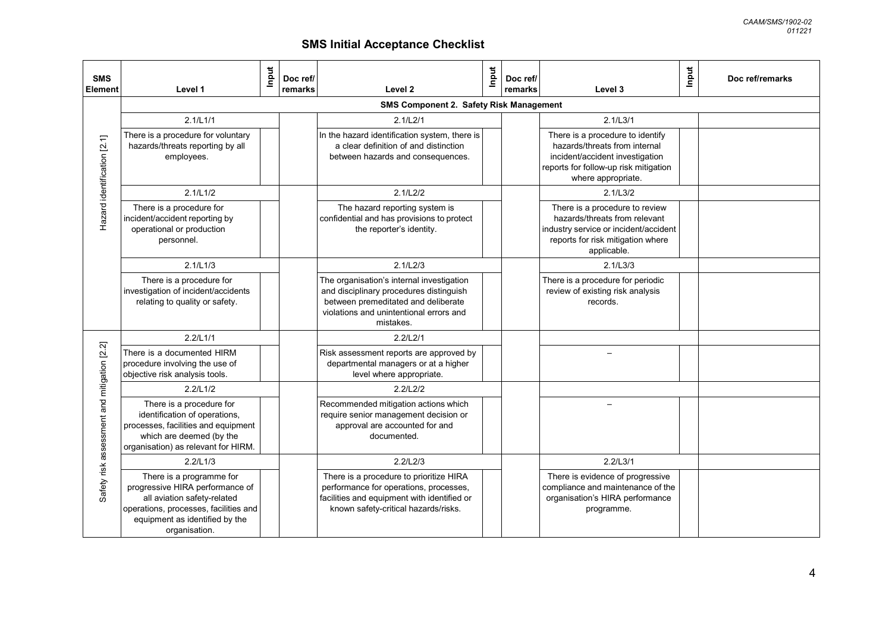# SMS Initial Acceptance Checklist

| SMS Element | Level 1 | Input | Doc ref/ remarks | Level 2 | Input | Doc ref/ remarks | Level 3 | Input | Doc ref/remarks |
|---|---|---|---|---|---|---|---|---|---|
| | **SMS Component 2. Safety Risk Management** | | | | | | | | |
| Hazard identification [2.1] | 2.1/L1/1 | | | 2.1/L2/1 | | | 2.1/L3/1 | | |
| | There is a procedure for voluntary hazards/threats reporting by all employees. | | | In the hazard identification system, there is a clear definition of and distinction between hazards and consequences. | | | There is a procedure to identify hazards/threats from internal incident/accident investigation reports for follow-up risk mitigation where appropriate. | | |
| | 2.1/L1/2 | | | 2.1/L2/2 | | | 2.1/L3/2 | | |
| | There is a procedure for incident/accident reporting by operational or production personnel. | | | The hazard reporting system is confidential and has provisions to protect the reporter's identity. | | | There is a procedure to review hazards/threats from relevant industry service or incident/accident reports for risk mitigation where applicable. | | |
| | 2.1/L1/3 | | | 2.1/L2/3 | | | 2.1/L3/3 | | |
| | There is a procedure for investigation of incident/accidents relating to quality or safety. | | | The organisation's internal investigation and disciplinary procedures distinguish between premeditated and deliberate violations and unintentional errors and mistakes. | | | There is a procedure for periodic review of existing risk analysis records. | | |
| Safety risk assessment and mitigation [2.2] | 2.2/L1/1 | | | 2.2/L2/1 | | | | | |
| | There is a documented HIRM procedure involving the use of objective risk analysis tools. | | | Risk assessment reports are approved by departmental managers or at a higher level where appropriate. | | | – | | |
| | 2.2/L1/2 | | | 2.2/L2/2 | | | | | |
| | There is a procedure for identification of operations, processes, facilities and equipment which are deemed (by the organisation) as relevant for HIRM. | | | Recommended mitigation actions which require senior management decision or approval are accounted for and documented. | | | – | | |
| | 2.2/L1/3 | | | 2.2/L2/3 | | | 2.2/L3/1 | | |
| | There is a programme for progressive HIRA performance of all aviation safety-related operations, processes, facilities and equipment as identified by the organisation. | | | There is a procedure to prioritize HIRA performance for operations, processes, facilities and equipment with identified or known safety-critical hazards/risks. | | | There is evidence of progressive compliance and maintenance of the organisation's HIRA performance programme. | | |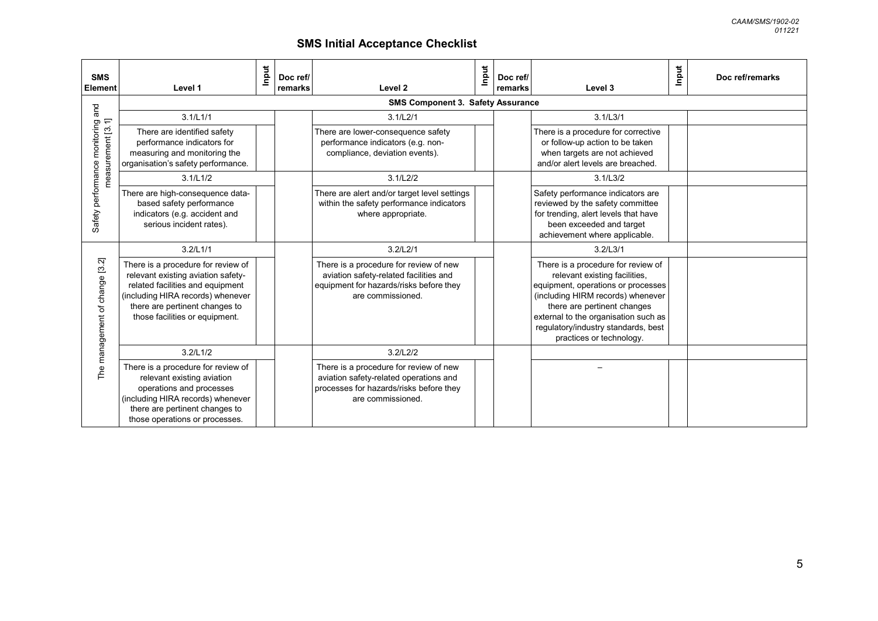## SMS Initial Acceptance Checklist

| SMS Element | Level 1 | Input | Doc ref/ remarks | Level 2 | Input | Doc ref/ remarks | Level 3 | Input | Doc ref/remarks |
|---|---|---|---|---|---|---|---|---|---|
| | **SMS Component 3. Safety Assurance** | | | | | | | | |
| Safety performance monitoring and measurement [3.1] | 3.1/L1/1 | | | 3.1/L2/1 | | | 3.1/L3/1 | | |
| | There are identified safety performance indicators for measuring and monitoring the organisation's safety performance. | | | There are lower-consequence safety performance indicators (e.g. non-compliance, deviation events). | | | There is a procedure for corrective or follow-up action to be taken when targets are not achieved and/or alert levels are breached. | | |
| | 3.1/L1/2 | | | 3.1/L2/2 | | | 3.1/L3/2 | | |
| | There are high-consequence data-based safety performance indicators (e.g. accident and serious incident rates). | | | There are alert and/or target level settings within the safety performance indicators where appropriate. | | | Safety performance indicators are reviewed by the safety committee for trending, alert levels that have been exceeded and target achievement where applicable. | | |
| The management of change [3.2] | 3.2/L1/1 | | | 3.2/L2/1 | | | 3.2/L3/1 | | |
| | There is a procedure for review of relevant existing aviation safety-related facilities and equipment (including HIRA records) whenever there are pertinent changes to those facilities or equipment. | | | There is a procedure for review of new aviation safety-related facilities and equipment for hazards/risks before they are commissioned. | | | There is a procedure for review of relevant existing facilities, equipment, operations or processes (including HIRM records) whenever there are pertinent changes external to the organisation such as regulatory/industry standards, best practices or technology. | | |
| | 3.2/L1/2 | | | 3.2/L2/2 | | | | | |
| | There is a procedure for review of relevant existing aviation operations and processes (including HIRA records) whenever there are pertinent changes to those operations or processes. | | | There is a procedure for review of new aviation safety-related operations and processes for hazards/risks before they are commissioned. | | | – | | |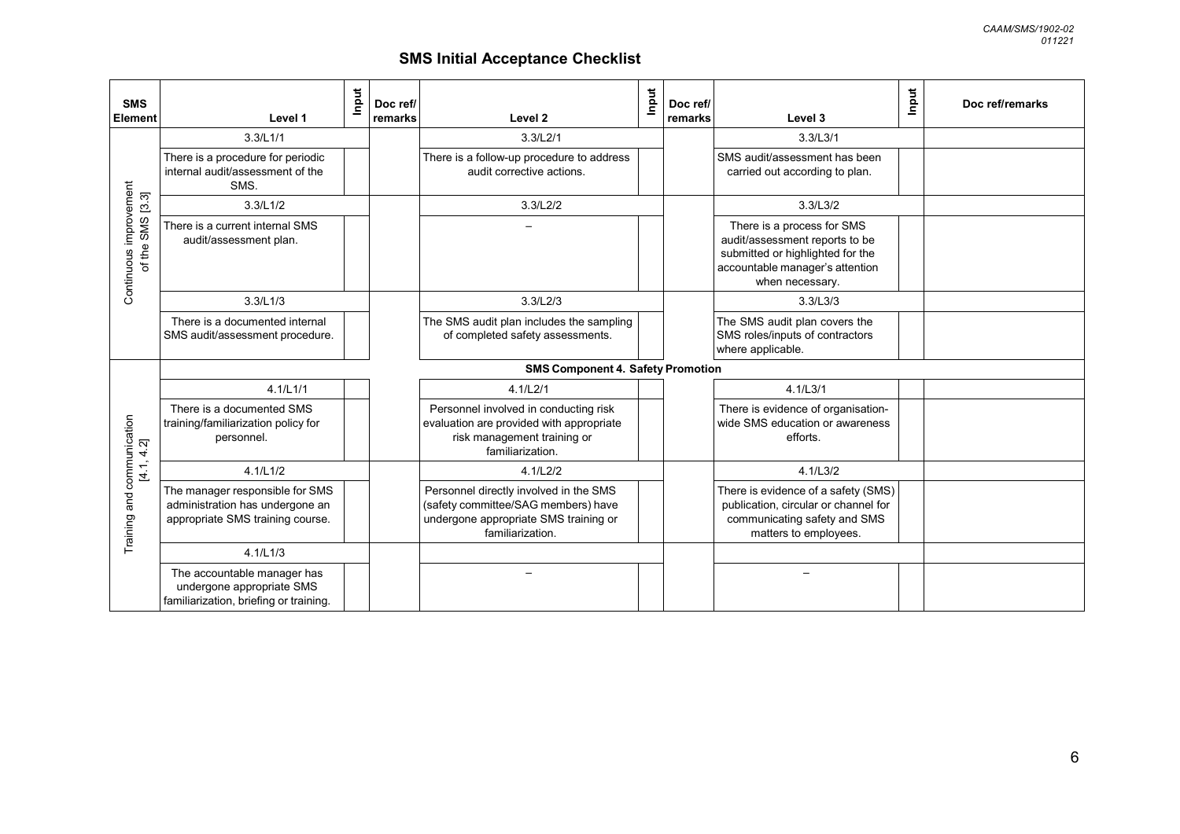## SMS Initial Acceptance Checklist

| SMS Element | Level 1 | Input | Doc ref/ remarks | Level 2 | Input | Doc ref/ remarks | Level 3 | Input | Doc ref/remarks |
|---|---|---|---|---|---|---|---|---|---|
| Continuous improvement of the SMS [3.3] | 3.3/L1/1 | | | 3.3/L2/1 | | | 3.3/L3/1 | | |
| | There is a procedure for periodic internal audit/assessment of the SMS. | | | There is a follow-up procedure to address audit corrective actions. | | | SMS audit/assessment has been carried out according to plan. | | |
| | 3.3/L1/2 | | | 3.3/L2/2 | | | 3.3/L3/2 | | |
| | There is a current internal SMS audit/assessment plan. | | | – | | | There is a process for SMS audit/assessment reports to be submitted or highlighted for the accountable manager's attention when necessary. | | |
| | 3.3/L1/3 | | | 3.3/L2/3 | | | 3.3/L3/3 | | |
| | There is a documented internal SMS audit/assessment procedure. | | | The SMS audit plan includes the sampling of completed safety assessments. | | | The SMS audit plan covers the SMS roles/inputs of contractors where applicable. | | |
| | **SMS Component 4. Safety Promotion** | | | | | | | | |
| Training and communication [4.1, 4.2] | 4.1/L1/1 | | | 4.1/L2/1 | | | 4.1/L3/1 | | |
| | There is a documented SMS training/familiarization policy for personnel. | | | Personnel involved in conducting risk evaluation are provided with appropriate risk management training or familiarization. | | | There is evidence of organisation-wide SMS education or awareness efforts. | | |
| | 4.1/L1/2 | | | 4.1/L2/2 | | | 4.1/L3/2 | | |
| | The manager responsible for SMS administration has undergone an appropriate SMS training course. | | | Personnel directly involved in the SMS (safety committee/SAG members) have undergone appropriate SMS training or familiarization. | | | There is evidence of a safety (SMS) publication, circular or channel for communicating safety and SMS matters to employees. | | |
| | 4.1/L1/3 | | | | | | | | |
| | The accountable manager has undergone appropriate SMS familiarization, briefing or training. | | | – | | | – | | |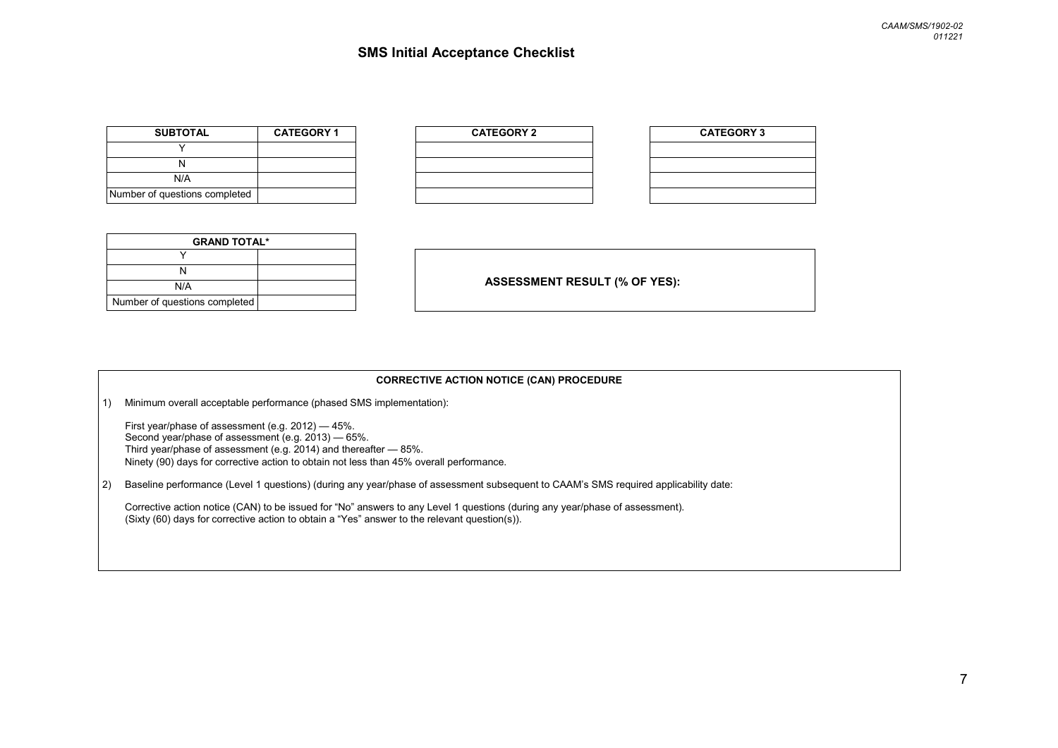# SMS Initial Acceptance Checklist

| SUBTOTAL | CATEGORY 1 | CATEGORY 2 | CATEGORY 3 |
|---|---|---|---|
| Y | | | |
| N | | | |
| N/A | | | |
| Number of questions completed | | | |

| GRAND TOTAL* | |
|---|---|
| Y | |
| N | |
| N/A | |
| Number of questions completed | |

**ASSESSMENT RESULT (% OF YES):**

**CORRECTIVE ACTION NOTICE (CAN) PROCEDURE**

1) Minimum overall acceptable performance (phased SMS implementation):

   First year/phase of assessment (e.g. 2012) — 45%.
   Second year/phase of assessment (e.g. 2013) — 65%.
   Third year/phase of assessment (e.g. 2014) and thereafter — 85%.
   Ninety (90) days for corrective action to obtain not less than 45% overall performance.

2) Baseline performance (Level 1 questions) (during any year/phase of assessment subsequent to CAAM's SMS required applicability date:

   Corrective action notice (CAN) to be issued for "No" answers to any Level 1 questions (during any year/phase of assessment).
   (Sixty (60) days for corrective action to obtain a "Yes" answer to the relevant question(s)).